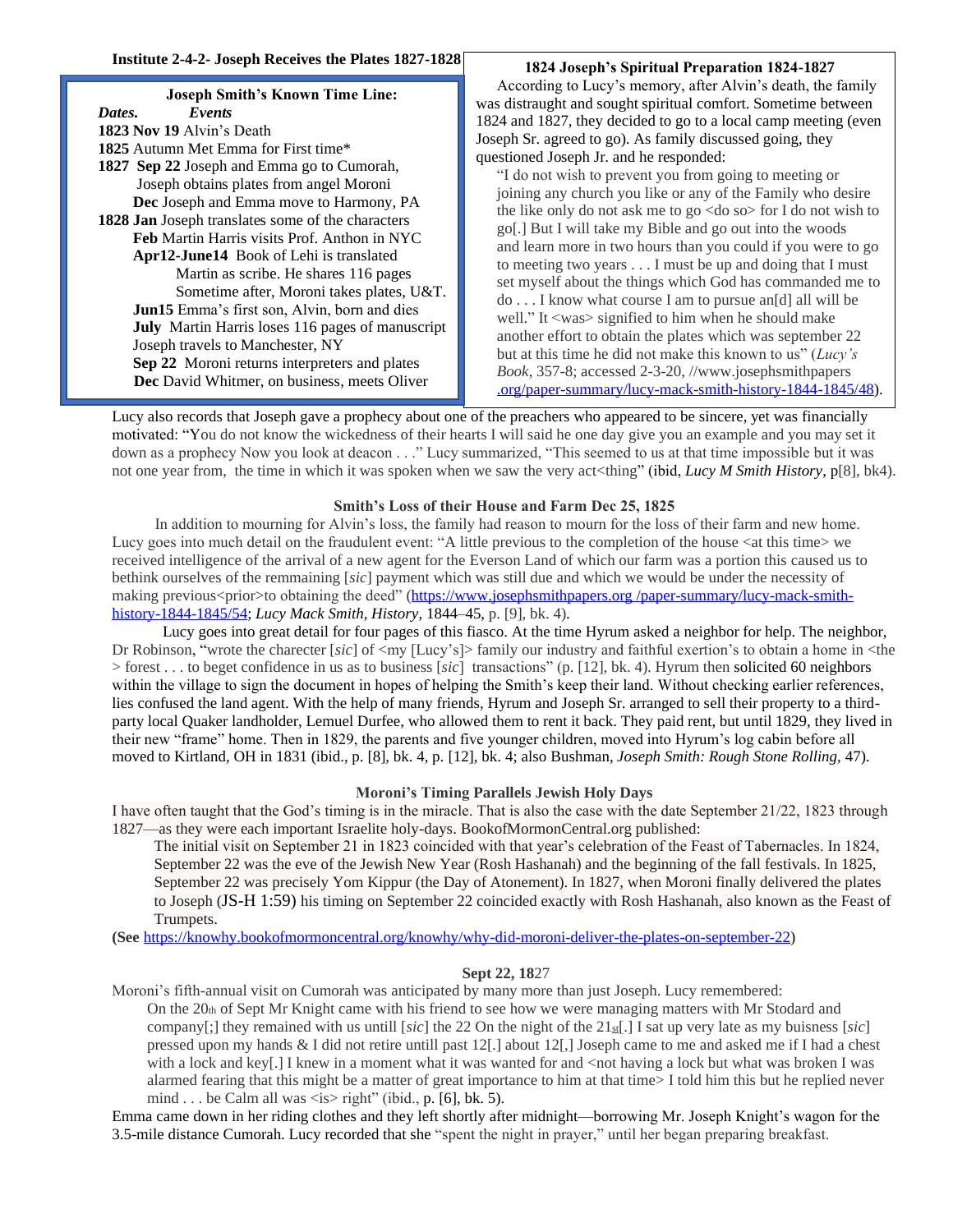**Institute 2-4-2- Joseph Receives the Plates 1827-1828**

**Joseph Smith's Known Time Line:**

*Dates.* *Events*

**1823 Nov 19** Alvin's Death
**1825** Autumn Met Emma for First time*
**1827 Sep 22** Joseph and Emma go to Cumorah, Joseph obtains plates from angel Moroni
**Dec** Joseph and Emma move to Harmony, PA
**1828 Jan** Joseph translates some of the characters
**Feb** Martin Harris visits Prof. Anthon in NYC
**Apr12-June14** Book of Lehi is translated Martin as scribe. He shares 116 pages Sometime after, Moroni takes plates, U&T.
**Jun15** Emma's first son, Alvin, born and dies
**July** Martin Harris loses 116 pages of manuscript Joseph travels to Manchester, NY
**Sep 22** Moroni returns interpreters and plates
**Dec** David Whitmer, on business, meets Oliver

### 1824 Joseph's Spiritual Preparation 1824-1827

According to Lucy's memory, after Alvin's death, the family was distraught and sought spiritual comfort. Sometime between 1824 and 1827, they decided to go to a local camp meeting (even Joseph Sr. agreed to go). As family discussed going, they questioned Joseph Jr. and he responded:

> "I do not wish to prevent you from going to meeting or joining any church you like or any of the Family who desire the like only do not ask me to go <do so> for I do not wish to go[.] But I will take my Bible and go out into the woods and learn more in two hours than you could if you were to go to meeting two years . . . I must be up and doing that I must set myself about the things which God has commanded me to do . . . I know what course I am to pursue an[d] all will be well." It <was> signified to him when he should make another effort to obtain the plates which was september 22 but at this time he did not make this known to us" (*Lucy's Book*, 357-8; accessed 2-3-20, //www.josephsmithpapers .org/paper-summary/lucy-mack-smith-history-1844-1845/48).

Lucy also records that Joseph gave a prophecy about one of the preachers who appeared to be sincere, yet was financially motivated: "You do not know the wickedness of their hearts I will said he one day give you an example and you may set it down as a prophecy Now you look at deacon . . ." Lucy summarized, "This seemed to us at that time impossible but it was not one year from, the time in which it was spoken when we saw the very act<thing" (ibid, *Lucy M Smith History*, p[8], bk4).

### Smith's Loss of their House and Farm Dec 25, 1825

In addition to mourning for Alvin's loss, the family had reason to mourn for the loss of their farm and new home. Lucy goes into much detail on the fraudulent event: "A little previous to the completion of the house <at this time> we received intelligence of the arrival of a new agent for the Everson Land of which our farm was a portion this caused us to bethink ourselves of the remmaining [*sic*] payment which was still due and which we would be under the necessity of making previous<prior>to obtaining the deed" (https://www.josephsmithpapers.org /paper-summary/lucy-mack-smith-history-1844-1845/54; *Lucy Mack Smith, History*, 1844–45, p. [9], bk. 4).

Lucy goes into great detail for four pages of this fiasco. At the time Hyrum asked a neighbor for help. The neighbor, Dr Robinson, "wrote the charecter [*sic*] of <my [Lucy's]> family our industry and faithful exertion's to obtain a home in <the > forest . . . to beget confidence in us as to business [*sic*] transactions" (p. [12], bk. 4). Hyrum then solicited 60 neighbors within the village to sign the document in hopes of helping the Smith's keep their land. Without checking earlier references, lies confused the land agent. With the help of many friends, Hyrum and Joseph Sr. arranged to sell their property to a third-party local Quaker landholder, Lemuel Durfee, who allowed them to rent it back. They paid rent, but until 1829, they lived in their new "frame" home. Then in 1829, the parents and five younger children, moved into Hyrum's log cabin before all moved to Kirtland, OH in 1831 (ibid., p. [8], bk. 4, p. [12], bk. 4; also Bushman, *Joseph Smith: Rough Stone Rolling*, 47).

### Moroni's Timing Parallels Jewish Holy Days

I have often taught that the God's timing is in the miracle. That is also the case with the date September 21/22, 1823 through 1827—as they were each important Israelite holy-days. BookofMormonCentral.org published:

> The initial visit on September 21 in 1823 coincided with that year's celebration of the Feast of Tabernacles. In 1824, September 22 was the eve of the Jewish New Year (Rosh Hashanah) and the beginning of the fall festivals. In 1825, September 22 was precisely Yom Kippur (the Day of Atonement). In 1827, when Moroni finally delivered the plates to Joseph (JS-H 1:59) his timing on September 22 coincided exactly with Rosh Hashanah, also known as the Feast of Trumpets.

**(See** https://knowhy.bookofmormoncentral.org/knowhy/why-did-moroni-deliver-the-plates-on-september-22)

### Sept 22, 1827

Moroni's fifth-annual visit on Cumorah was anticipated by many more than just Joseph. Lucy remembered:

> On the 20th of Sept Mr Knight came with his friend to see how we were managing matters with Mr Stodard and company[;] they remained with us untill [*sic*] the 22 On the night of the 21st[.] I sat up very late as my buisness [*sic*] pressed upon my hands & I did not retire untill past 12[.] about 12[,] Joseph came to me and asked me if I had a chest with a lock and key[.] I knew in a moment what it was wanted for and <not having a lock but what was broken I was alarmed fearing that this might be a matter of great importance to him at that time> I told him this but he replied never mind . . . be Calm all was <is> right" (ibid., p. [6], bk. 5).

Emma came down in her riding clothes and they left shortly after midnight—borrowing Mr. Joseph Knight's wagon for the 3.5-mile distance Cumorah. Lucy recorded that she "spent the night in prayer," until her began preparing breakfast.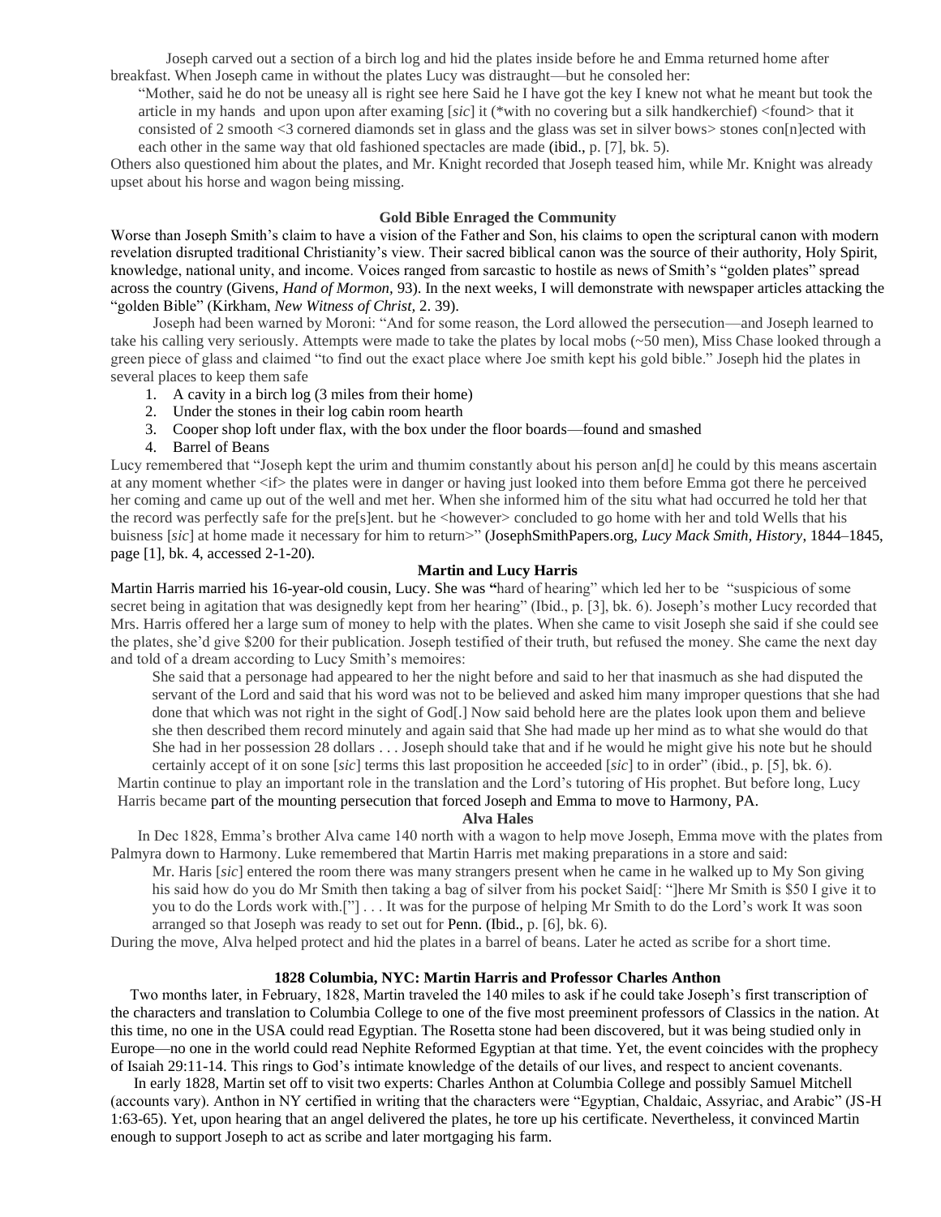Joseph carved out a section of a birch log and hid the plates inside before he and Emma returned home after breakfast. When Joseph came in without the plates Lucy was distraught—but he consoled her:

> "Mother, said he do not be uneasy all is right see here Said he I have got the key I knew not what he meant but took the article in my hands and upon upon after examing [*sic*] it (*with no covering but a silk handkerchief) <found> that it consisted of 2 smooth <3 cornered diamonds set in glass and the glass was set in silver bows> stones con[n]ected with each other in the same way that old fashioned spectacles are made (ibid., p. [7], bk. 5).

Others also questioned him about the plates, and Mr. Knight recorded that Joseph teased him, while Mr. Knight was already upset about his horse and wagon being missing.

### Gold Bible Enraged the Community

Worse than Joseph Smith's claim to have a vision of the Father and Son, his claims to open the scriptural canon with modern revelation disrupted traditional Christianity's view. Their sacred biblical canon was the source of their authority, Holy Spirit, knowledge, national unity, and income. Voices ranged from sarcastic to hostile as news of Smith's "golden plates" spread across the country (Givens, *Hand of Mormon,* 93). In the next weeks, I will demonstrate with newspaper articles attacking the "golden Bible" (Kirkham, *New Witness of Christ,* 2. 39).

Joseph had been warned by Moroni: "And for some reason, the Lord allowed the persecution—and Joseph learned to take his calling very seriously. Attempts were made to take the plates by local mobs (~50 men), Miss Chase looked through a green piece of glass and claimed "to find out the exact place where Joe smith kept his gold bible." Joseph hid the plates in several places to keep them safe

1. A cavity in a birch log (3 miles from their home)
2. Under the stones in their log cabin room hearth
3. Cooper shop loft under flax, with the box under the floor boards—found and smashed
4. Barrel of Beans

Lucy remembered that "Joseph kept the urim and thumim constantly about his person an[d] he could by this means ascertain at any moment whether <if> the plates were in danger or having just looked into them before Emma got there he perceived her coming and came up out of the well and met her. When she informed him of the situ what had occurred he told her that the record was perfectly safe for the pre[s]ent. but he <however> concluded to go home with her and told Wells that his buisness [*sic*] at home made it necessary for him to return>" (JosephSmithPapers.org, *Lucy Mack Smith, History*, 1844–1845, page [1], bk. 4, accessed 2-1-20).

### Martin and Lucy Harris

Martin Harris married his 16-year-old cousin, Lucy. She was **"**hard of hearing" which led her to be "suspicious of some secret being in agitation that was designedly kept from her hearing" (Ibid., p. [3], bk. 6). Joseph's mother Lucy recorded that Mrs. Harris offered her a large sum of money to help with the plates. When she came to visit Joseph she said if she could see the plates, she'd give $200 for their publication. Joseph testified of their truth, but refused the money. She came the next day and told of a dream according to Lucy Smith's memoires:

> She said that a personage had appeared to her the night before and said to her that inasmuch as she had disputed the servant of the Lord and said that his word was not to be believed and asked him many improper questions that she had done that which was not right in the sight of God[.] Now said behold here are the plates look upon them and believe she then described them record minutely and again said that She had made up her mind as to what she would do that She had in her possession 28 dollars . . . Joseph should take that and if he would he might give his note but he should certainly accept of it on sone [*sic*] terms this last proposition he acceeded [*sic*] to in order" (ibid., p. [5], bk. 6).

Martin continue to play an important role in the translation and the Lord's tutoring of His prophet. But before long, Lucy Harris became part of the mounting persecution that forced Joseph and Emma to move to Harmony, PA.

### Alva Hales

In Dec 1828, Emma's brother Alva came 140 north with a wagon to help move Joseph, Emma move with the plates from Palmyra down to Harmony. Luke remembered that Martin Harris met making preparations in a store and said:

> Mr. Haris [*sic*] entered the room there was many strangers present when he came in he walked up to My Son giving his said how do you do Mr Smith then taking a bag of silver from his pocket Said[: "]here Mr Smith is $50 I give it to you to do the Lords work with.["] . . . It was for the purpose of helping Mr Smith to do the Lord's work It was soon arranged so that Joseph was ready to set out for Penn. (Ibid., p. [6], bk. 6).

During the move, Alva helped protect and hid the plates in a barrel of beans. Later he acted as scribe for a short time.

### 1828 Columbia, NYC: Martin Harris and Professor Charles Anthon

Two months later, in February, 1828, Martin traveled the 140 miles to ask if he could take Joseph's first transcription of the characters and translation to Columbia College to one of the five most preeminent professors of Classics in the nation. At this time, no one in the USA could read Egyptian. The Rosetta stone had been discovered, but it was being studied only in Europe—no one in the world could read Nephite Reformed Egyptian at that time. Yet, the event coincides with the prophecy of Isaiah 29:11-14. This rings to God's intimate knowledge of the details of our lives, and respect to ancient covenants.

In early 1828, Martin set off to visit two experts: Charles Anthon at Columbia College and possibly Samuel Mitchell (accounts vary). Anthon in NY certified in writing that the characters were "Egyptian, Chaldaic, Assyriac, and Arabic" (JS-H 1:63-65). Yet, upon hearing that an angel delivered the plates, he tore up his certificate. Nevertheless, it convinced Martin enough to support Joseph to act as scribe and later mortgaging his farm.